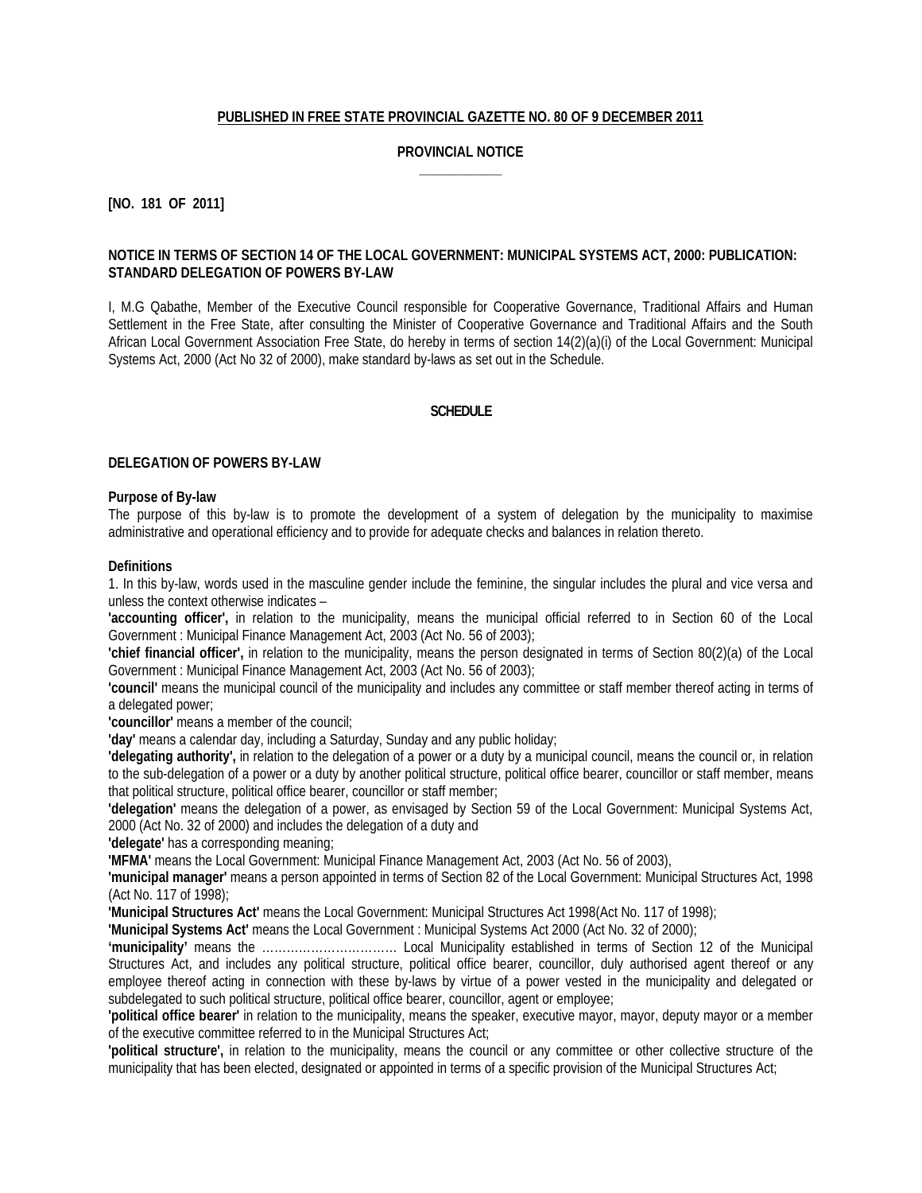**PUBLISHED IN FREE STATE PROVINCIAL GAZETTE NO. 80 OF 9 DECEMBER 2011**

**PROVINCIAL NOTICE**

**[NO. 181 OF 2011]**

**NOTICE IN TERMS OF SECTION 14 OF THE LOCAL GOVERNMENT: MUNICIPAL SYSTEMS ACT, 2000: PUBLICATION: STANDARD DELEGATION OF POWERS BY-LAW**

I, M.G Qabathe, Member of the Executive Council responsible for Cooperative Governance, Traditional Affairs and Human Settlement in the Free State, after consulting the Minister of Cooperative Governance and Traditional Affairs and the South African Local Government Association Free State, do hereby in terms of section 14(2)(a)(i) of the Local Government: Municipal Systems Act, 2000 (Act No 32 of 2000), make standard by-laws as set out in the Schedule.

**SCHEDULE**

**DELEGATION OF POWERS BY-LAW**

**Purpose of By-law**

The purpose of this by-law is to promote the development of a system of delegation by the municipality to maximise administrative and operational efficiency and to provide for adequate checks and balances in relation thereto.

**Definitions**

1. In this by-law, words used in the masculine gender include the feminine, the singular includes the plural and vice versa and unless the context otherwise indicates –

**'accounting officer',** in relation to the municipality, means the municipal official referred to in Section 60 of the Local Government : Municipal Finance Management Act, 2003 (Act No. 56 of 2003);

**'chief financial officer',** in relation to the municipality, means the person designated in terms of Section 80(2)(a) of the Local Government : Municipal Finance Management Act, 2003 (Act No. 56 of 2003);

**'council'** means the municipal council of the municipality and includes any committee or staff member thereof acting in terms of a delegated power;

**'councillor'** means a member of the council;

**'day'** means a calendar day, including a Saturday, Sunday and any public holiday;

**'delegating authority',** in relation to the delegation of a power or a duty by a municipal council, means the council or, in relation to the sub-delegation of a power or a duty by another political structure, political office bearer, councillor or staff member, means that political structure, political office bearer, councillor or staff member;

**'delegation'** means the delegation of a power, as envisaged by Section 59 of the Local Government: Municipal Systems Act, 2000 (Act No. 32 of 2000) and includes the delegation of a duty and

**'delegate'** has a corresponding meaning;

**'MFMA'** means the Local Government: Municipal Finance Management Act, 2003 (Act No. 56 of 2003),

**'municipal manager'** means a person appointed in terms of Section 82 of the Local Government: Municipal Structures Act, 1998 (Act No. 117 of 1998);

**'Municipal Structures Act'** means the Local Government: Municipal Structures Act 1998(Act No. 117 of 1998);

**'Municipal Systems Act'** means the Local Government : Municipal Systems Act 2000 (Act No. 32 of 2000);

**'municipality'** means the …………………………… Local Municipality established in terms of Section 12 of the Municipal Structures Act, and includes any political structure, political office bearer, councillor, duly authorised agent thereof or any employee thereof acting in connection with these by-laws by virtue of a power vested in the municipality and delegated or subdelegated to such political structure, political office bearer, councillor, agent or employee;

**'political office bearer'** in relation to the municipality, means the speaker, executive mayor, mayor, deputy mayor or a member of the executive committee referred to in the Municipal Structures Act;

**'political structure',** in relation to the municipality, means the council or any committee or other collective structure of the municipality that has been elected, designated or appointed in terms of a specific provision of the Municipal Structures Act;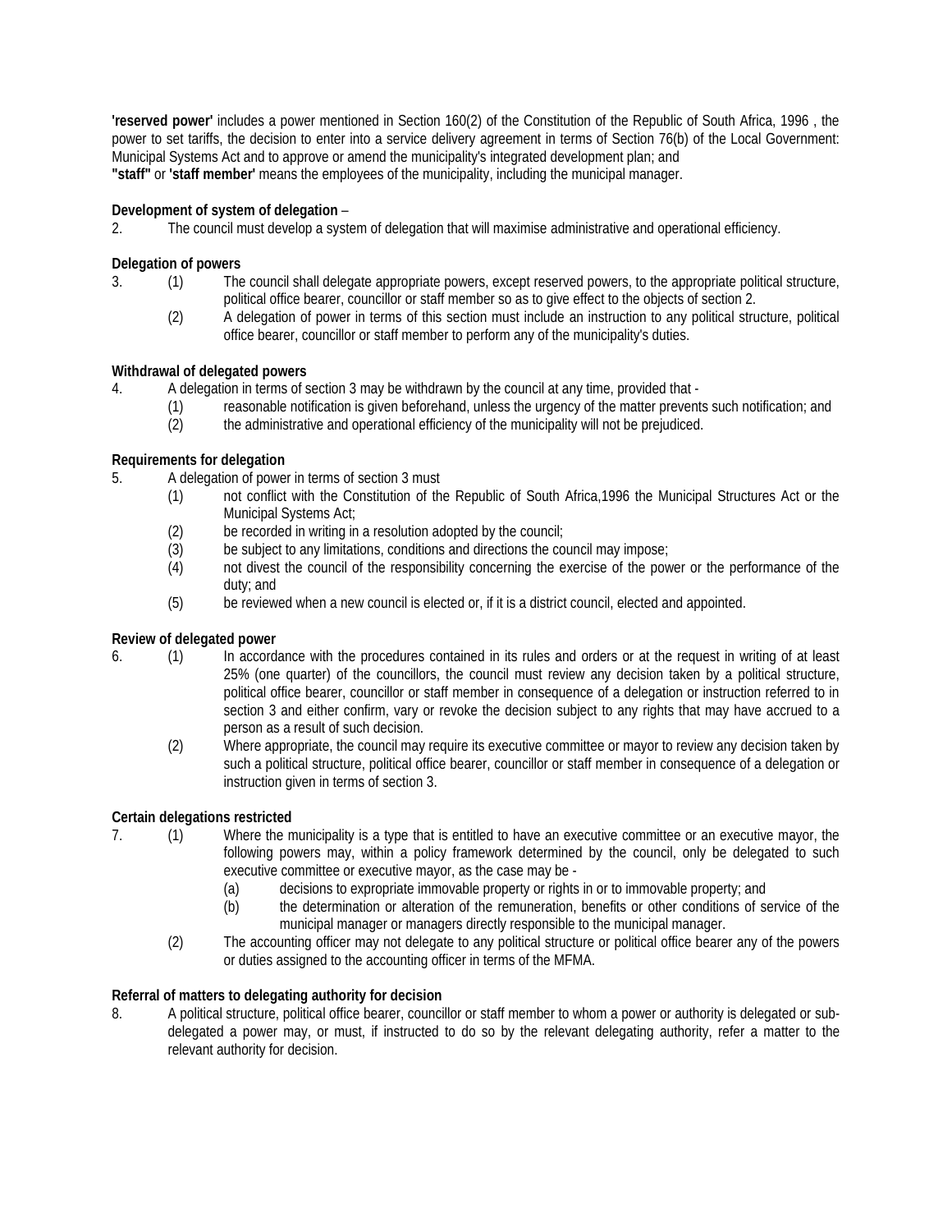**'reserved power'** includes a power mentioned in Section 160(2) of the Constitution of the Republic of South Africa, 1996 , the power to set tariffs, the decision to enter into a service delivery agreement in terms of Section 76(b) of the Local Government: Municipal Systems Act and to approve or amend the municipality's integrated development plan; and

**"staff"** or **'staff member'** means the employees of the municipality, including the municipal manager.

**Development of system of delegation** –

2. The council must develop a system of delegation that will maximise administrative and operational efficiency.

**Delegation of powers**

3. (1) The council shall delegate appropriate powers, except reserved powers, to the appropriate political structure, political office bearer, councillor or staff member so as to give effect to the objects of section 2.

   (2) A delegation of power in terms of this section must include an instruction to any political structure, political office bearer, councillor or staff member to perform any of the municipality's duties.

**Withdrawal of delegated powers**

4. A delegation in terms of section 3 may be withdrawn by the council at any time, provided that -

   (1) reasonable notification is given beforehand, unless the urgency of the matter prevents such notification; and

   (2) the administrative and operational efficiency of the municipality will not be prejudiced.

**Requirements for delegation**

5. A delegation of power in terms of section 3 must

   (1) not conflict with the Constitution of the Republic of South Africa,1996 the Municipal Structures Act or the Municipal Systems Act;

   (2) be recorded in writing in a resolution adopted by the council;

   (3) be subject to any limitations, conditions and directions the council may impose;

   (4) not divest the council of the responsibility concerning the exercise of the power or the performance of the duty; and

   (5) be reviewed when a new council is elected or, if it is a district council, elected and appointed.

**Review of delegated power**

6. (1) In accordance with the procedures contained in its rules and orders or at the request in writing of at least 25% (one quarter) of the councillors, the council must review any decision taken by a political structure, political office bearer, councillor or staff member in consequence of a delegation or instruction referred to in section 3 and either confirm, vary or revoke the decision subject to any rights that may have accrued to a person as a result of such decision.

   (2) Where appropriate, the council may require its executive committee or mayor to review any decision taken by such a political structure, political office bearer, councillor or staff member in consequence of a delegation or instruction given in terms of section 3.

**Certain delegations restricted**

7. (1) Where the municipality is a type that is entitled to have an executive committee or an executive mayor, the following powers may, within a policy framework determined by the council, only be delegated to such executive committee or executive mayor, as the case may be -

      (a) decisions to expropriate immovable property or rights in or to immovable property; and

      (b) the determination or alteration of the remuneration, benefits or other conditions of service of the municipal manager or managers directly responsible to the municipal manager.

   (2) The accounting officer may not delegate to any political structure or political office bearer any of the powers or duties assigned to the accounting officer in terms of the MFMA.

**Referral of matters to delegating authority for decision**

8. A political structure, political office bearer, councillor or staff member to whom a power or authority is delegated or sub-delegated a power may, or must, if instructed to do so by the relevant delegating authority, refer a matter to the relevant authority for decision.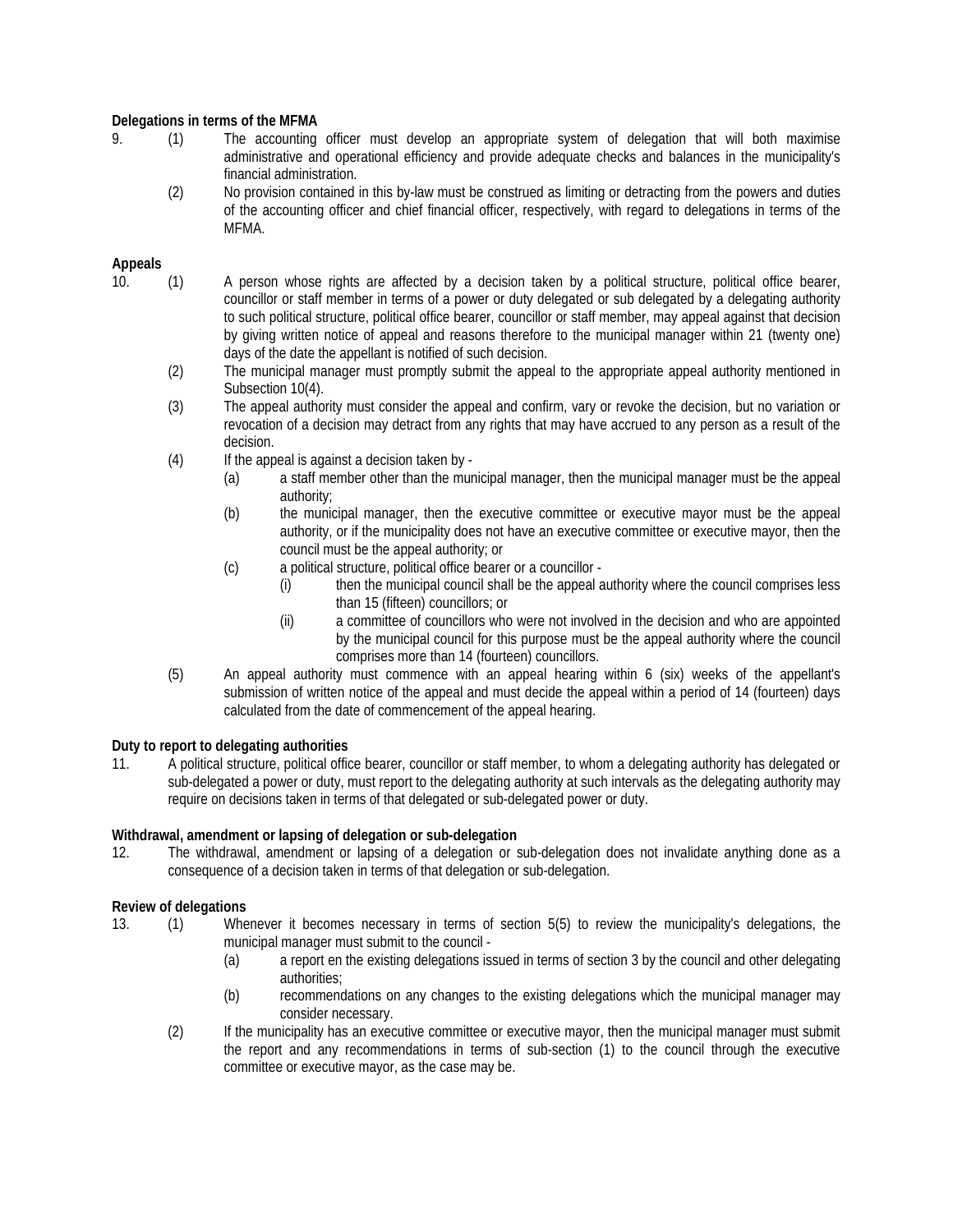**Delegations in terms of the MFMA**

9. (1) The accounting officer must develop an appropriate system of delegation that will both maximise administrative and operational efficiency and provide adequate checks and balances in the municipality's financial administration.

   (2) No provision contained in this by-law must be construed as limiting or detracting from the powers and duties of the accounting officer and chief financial officer, respectively, with regard to delegations in terms of the MFMA.

**Appeals**

10. (1) A person whose rights are affected by a decision taken by a political structure, political office bearer, councillor or staff member in terms of a power or duty delegated or sub delegated by a delegating authority to such political structure, political office bearer, councillor or staff member, may appeal against that decision by giving written notice of appeal and reasons therefore to the municipal manager within 21 (twenty one) days of the date the appellant is notified of such decision.

    (2) The municipal manager must promptly submit the appeal to the appropriate appeal authority mentioned in Subsection 10(4).

    (3) The appeal authority must consider the appeal and confirm, vary or revoke the decision, but no variation or revocation of a decision may detract from any rights that may have accrued to any person as a result of the decision.

    (4) If the appeal is against a decision taken by -

       (a) a staff member other than the municipal manager, then the municipal manager must be the appeal authority;

       (b) the municipal manager, then the executive committee or executive mayor must be the appeal authority, or if the municipality does not have an executive committee or executive mayor, then the council must be the appeal authority; or

       (c) a political structure, political office bearer or a councillor -

          (i) then the municipal council shall be the appeal authority where the council comprises less than 15 (fifteen) councillors; or

          (ii) a committee of councillors who were not involved in the decision and who are appointed by the municipal council for this purpose must be the appeal authority where the council comprises more than 14 (fourteen) councillors.

    (5) An appeal authority must commence with an appeal hearing within 6 (six) weeks of the appellant's submission of written notice of the appeal and must decide the appeal within a period of 14 (fourteen) days calculated from the date of commencement of the appeal hearing.

**Duty to report to delegating authorities**

11. A political structure, political office bearer, councillor or staff member, to whom a delegating authority has delegated or sub-delegated a power or duty, must report to the delegating authority at such intervals as the delegating authority may require on decisions taken in terms of that delegated or sub-delegated power or duty.

**Withdrawal, amendment or lapsing of delegation or sub-delegation**

12. The withdrawal, amendment or lapsing of a delegation or sub-delegation does not invalidate anything done as a consequence of a decision taken in terms of that delegation or sub-delegation.

**Review of delegations**

13. (1) Whenever it becomes necessary in terms of section 5(5) to review the municipality's delegations, the municipal manager must submit to the council -

       (a) a report en the existing delegations issued in terms of section 3 by the council and other delegating authorities;

       (b) recommendations on any changes to the existing delegations which the municipal manager may consider necessary.

    (2) If the municipality has an executive committee or executive mayor, then the municipal manager must submit the report and any recommendations in terms of sub-section (1) to the council through the executive committee or executive mayor, as the case may be.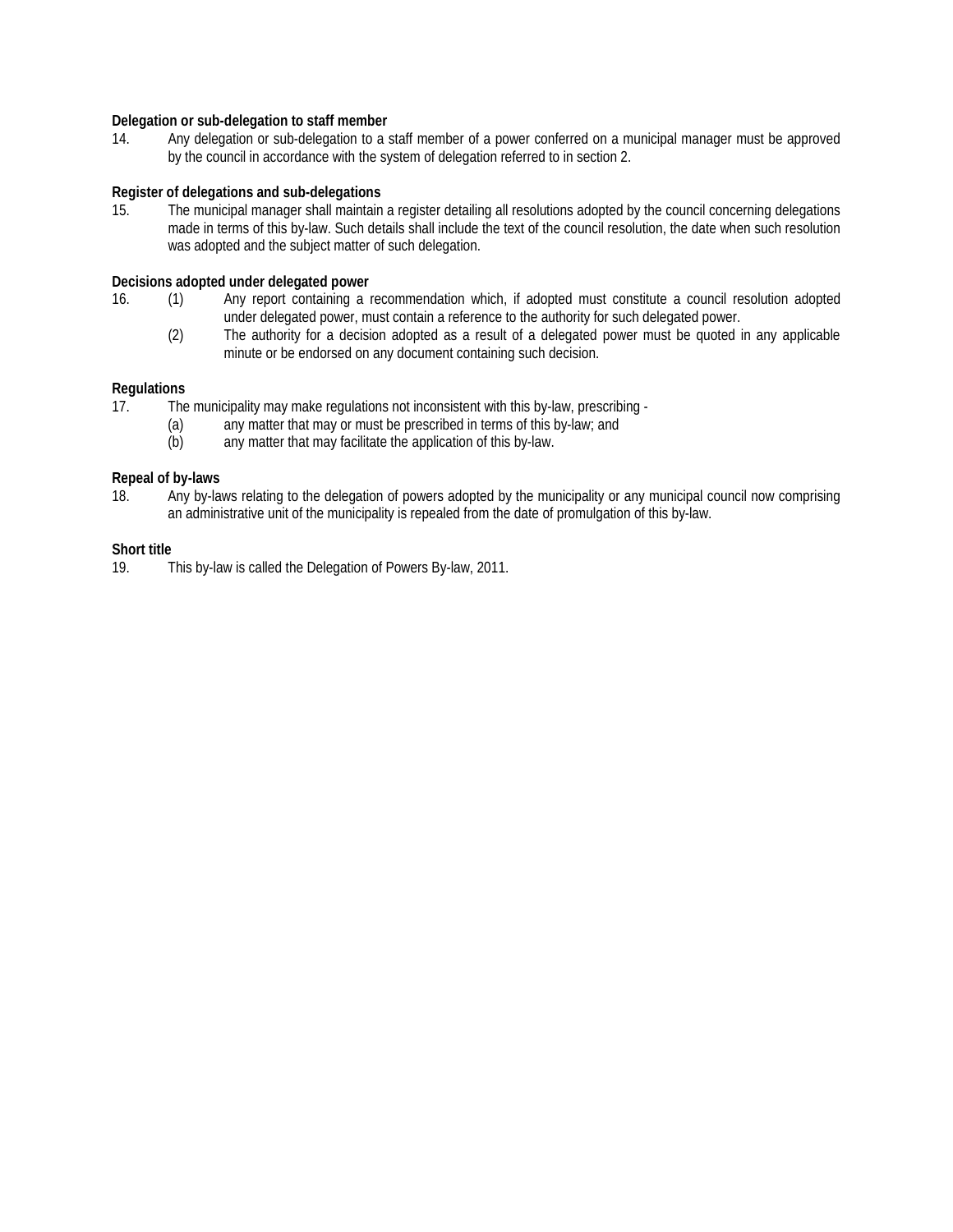**Delegation or sub-delegation to staff member**

14. Any delegation or sub-delegation to a staff member of a power conferred on a municipal manager must be approved by the council in accordance with the system of delegation referred to in section 2.

**Register of delegations and sub-delegations**

15. The municipal manager shall maintain a register detailing all resolutions adopted by the council concerning delegations made in terms of this by-law. Such details shall include the text of the council resolution, the date when such resolution was adopted and the subject matter of such delegation.

**Decisions adopted under delegated power**

16. (1) Any report containing a recommendation which, if adopted must constitute a council resolution adopted under delegated power, must contain a reference to the authority for such delegated power.

(2) The authority for a decision adopted as a result of a delegated power must be quoted in any applicable minute or be endorsed on any document containing such decision.

**Regulations**

17. The municipality may make regulations not inconsistent with this by-law, prescribing -

(a) any matter that may or must be prescribed in terms of this by-law; and

(b) any matter that may facilitate the application of this by-law.

**Repeal of by-laws**

18. Any by-laws relating to the delegation of powers adopted by the municipality or any municipal council now comprising an administrative unit of the municipality is repealed from the date of promulgation of this by-law.

**Short title**

19. This by-law is called the Delegation of Powers By-law, 2011.